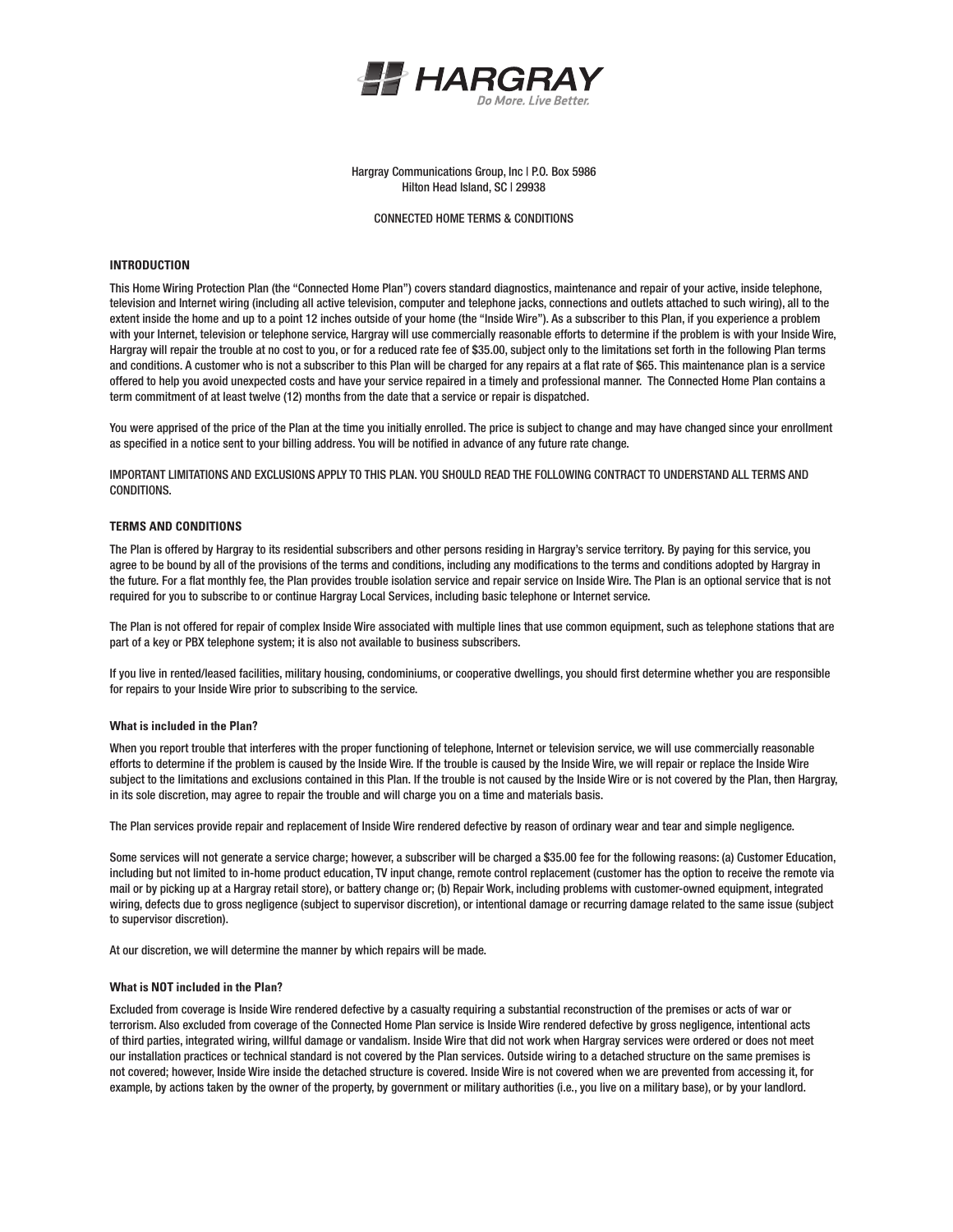**HARGRAY**
*Do More. Live Better.*

Hargray Communications Group, Inc | P.O. Box 5986
Hilton Head Island, SC | 29938

CONNECTED HOME TERMS & CONDITIONS

## INTRODUCTION

This Home Wiring Protection Plan (the "Connected Home Plan") covers standard diagnostics, maintenance and repair of your active, inside telephone, television and Internet wiring (including all active television, computer and telephone jacks, connections and outlets attached to such wiring), all to the extent inside the home and up to a point 12 inches outside of your home (the "Inside Wire"). As a subscriber to this Plan, if you experience a problem with your Internet, television or telephone service, Hargray will use commercially reasonable efforts to determine if the problem is with your Inside Wire, Hargray will repair the trouble at no cost to you, or for a reduced rate fee of $35.00, subject only to the limitations set forth in the following Plan terms and conditions. A customer who is not a subscriber to this Plan will be charged for any repairs at a flat rate of $65. This maintenance plan is a service offered to help you avoid unexpected costs and have your service repaired in a timely and professional manner. The Connected Home Plan contains a term commitment of at least twelve (12) months from the date that a service or repair is dispatched.

You were apprised of the price of the Plan at the time you initially enrolled. The price is subject to change and may have changed since your enrollment as specified in a notice sent to your billing address. You will be notified in advance of any future rate change.

IMPORTANT LIMITATIONS AND EXCLUSIONS APPLY TO THIS PLAN. YOU SHOULD READ THE FOLLOWING CONTRACT TO UNDERSTAND ALL TERMS AND CONDITIONS.

## TERMS AND CONDITIONS

The Plan is offered by Hargray to its residential subscribers and other persons residing in Hargray's service territory. By paying for this service, you agree to be bound by all of the provisions of the terms and conditions, including any modifications to the terms and conditions adopted by Hargray in the future. For a flat monthly fee, the Plan provides trouble isolation service and repair service on Inside Wire. The Plan is an optional service that is not required for you to subscribe to or continue Hargray Local Services, including basic telephone or Internet service.

The Plan is not offered for repair of complex Inside Wire associated with multiple lines that use common equipment, such as telephone stations that are part of a key or PBX telephone system; it is also not available to business subscribers.

If you live in rented/leased facilities, military housing, condominiums, or cooperative dwellings, you should first determine whether you are responsible for repairs to your Inside Wire prior to subscribing to the service.

### What is included in the Plan?

When you report trouble that interferes with the proper functioning of telephone, Internet or television service, we will use commercially reasonable efforts to determine if the problem is caused by the Inside Wire. If the trouble is caused by the Inside Wire, we will repair or replace the Inside Wire subject to the limitations and exclusions contained in this Plan. If the trouble is not caused by the Inside Wire or is not covered by the Plan, then Hargray, in its sole discretion, may agree to repair the trouble and will charge you on a time and materials basis.

The Plan services provide repair and replacement of Inside Wire rendered defective by reason of ordinary wear and tear and simple negligence.

Some services will not generate a service charge; however, a subscriber will be charged a $35.00 fee for the following reasons: (a) Customer Education, including but not limited to in-home product education, TV input change, remote control replacement (customer has the option to receive the remote via mail or by picking up at a Hargray retail store), or battery change or; (b) Repair Work, including problems with customer-owned equipment, integrated wiring, defects due to gross negligence (subject to supervisor discretion), or intentional damage or recurring damage related to the same issue (subject to supervisor discretion).

At our discretion, we will determine the manner by which repairs will be made.

### What is NOT included in the Plan?

Excluded from coverage is Inside Wire rendered defective by a casualty requiring a substantial reconstruction of the premises or acts of war or terrorism. Also excluded from coverage of the Connected Home Plan service is Inside Wire rendered defective by gross negligence, intentional acts of third parties, integrated wiring, willful damage or vandalism. Inside Wire that did not work when Hargray services were ordered or does not meet our installation practices or technical standard is not covered by the Plan services. Outside wiring to a detached structure on the same premises is not covered; however, Inside Wire inside the detached structure is covered. Inside Wire is not covered when we are prevented from accessing it, for example, by actions taken by the owner of the property, by government or military authorities (i.e., you live on a military base), or by your landlord.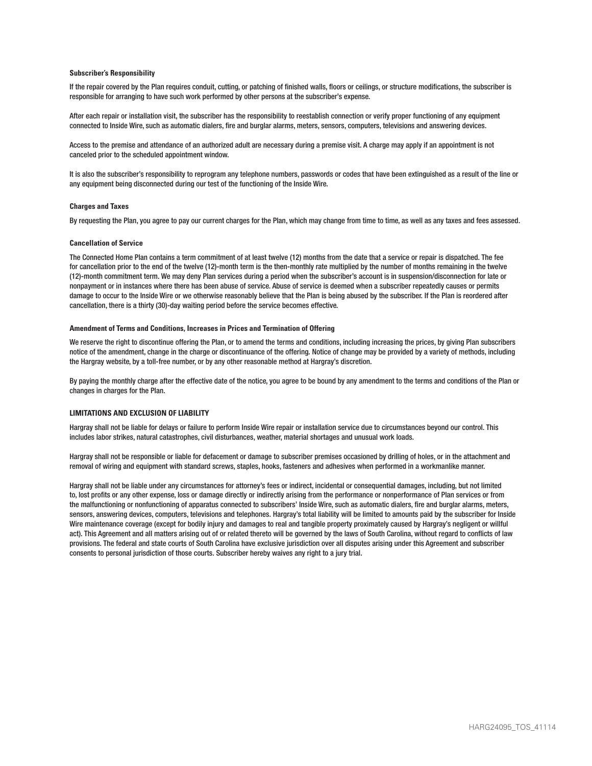### Subscriber's Responsibility

If the repair covered by the Plan requires conduit, cutting, or patching of finished walls, floors or ceilings, or structure modifications, the subscriber is responsible for arranging to have such work performed by other persons at the subscriber's expense.

After each repair or installation visit, the subscriber has the responsibility to reestablish connection or verify proper functioning of any equipment connected to Inside Wire, such as automatic dialers, fire and burglar alarms, meters, sensors, computers, televisions and answering devices.

Access to the premise and attendance of an authorized adult are necessary during a premise visit. A charge may apply if an appointment is not canceled prior to the scheduled appointment window.

It is also the subscriber's responsibility to reprogram any telephone numbers, passwords or codes that have been extinguished as a result of the line or any equipment being disconnected during our test of the functioning of the Inside Wire.

### Charges and Taxes

By requesting the Plan, you agree to pay our current charges for the Plan, which may change from time to time, as well as any taxes and fees assessed.

### Cancellation of Service

The Connected Home Plan contains a term commitment of at least twelve (12) months from the date that a service or repair is dispatched. The fee for cancellation prior to the end of the twelve (12)-month term is the then-monthly rate multiplied by the number of months remaining in the twelve (12)-month commitment term. We may deny Plan services during a period when the subscriber's account is in suspension/disconnection for late or nonpayment or in instances where there has been abuse of service. Abuse of service is deemed when a subscriber repeatedly causes or permits damage to occur to the Inside Wire or we otherwise reasonably believe that the Plan is being abused by the subscriber. If the Plan is reordered after cancellation, there is a thirty (30)-day waiting period before the service becomes effective.

### Amendment of Terms and Conditions, Increases in Prices and Termination of Offering

We reserve the right to discontinue offering the Plan, or to amend the terms and conditions, including increasing the prices, by giving Plan subscribers notice of the amendment, change in the charge or discontinuance of the offering. Notice of change may be provided by a variety of methods, including the Hargray website, by a toll-free number, or by any other reasonable method at Hargray's discretion.

By paying the monthly charge after the effective date of the notice, you agree to be bound by any amendment to the terms and conditions of the Plan or changes in charges for the Plan.

### LIMITATIONS AND EXCLUSION OF LIABILITY

Hargray shall not be liable for delays or failure to perform Inside Wire repair or installation service due to circumstances beyond our control. This includes labor strikes, natural catastrophes, civil disturbances, weather, material shortages and unusual work loads.

Hargray shall not be responsible or liable for defacement or damage to subscriber premises occasioned by drilling of holes, or in the attachment and removal of wiring and equipment with standard screws, staples, hooks, fasteners and adhesives when performed in a workmanlike manner.

Hargray shall not be liable under any circumstances for attorney's fees or indirect, incidental or consequential damages, including, but not limited to, lost profits or any other expense, loss or damage directly or indirectly arising from the performance or nonperformance of Plan services or from the malfunctioning or nonfunctioning of apparatus connected to subscribers' Inside Wire, such as automatic dialers, fire and burglar alarms, meters, sensors, answering devices, computers, televisions and telephones. Hargray's total liability will be limited to amounts paid by the subscriber for Inside Wire maintenance coverage (except for bodily injury and damages to real and tangible property proximately caused by Hargray's negligent or willful act). This Agreement and all matters arising out of or related thereto will be governed by the laws of South Carolina, without regard to conflicts of law provisions. The federal and state courts of South Carolina have exclusive jurisdiction over all disputes arising under this Agreement and subscriber consents to personal jurisdiction of those courts. Subscriber hereby waives any right to a jury trial.

HARG24095_TOS_41114